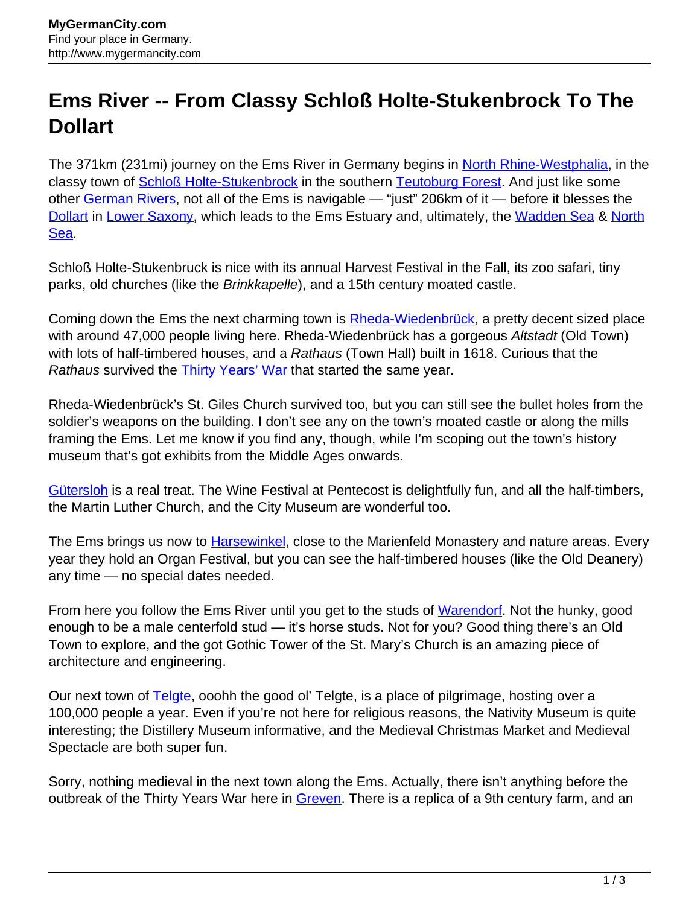# Ems River -- From Classy Schloß Holte-Stukenbrock To The Dollart

The 371km (231mi) journey on the Ems River in Germany begins in North Rhine-Westphalia, in the classy town of Schloß Holte-Stukenbrock in the southern Teutoburg Forest. And just like some other German Rivers, not all of the Ems is navigable — "just" 206km of it — before it blesses the Dollart in Lower Saxony, which leads to the Ems Estuary and, ultimately, the Wadden Sea & North Sea.

Schloß Holte-Stukenbruck is nice with its annual Harvest Festival in the Fall, its zoo safari, tiny parks, old churches (like the *Brinkkapelle*), and a 15th century moated castle.

Coming down the Ems the next charming town is Rheda-Wiedenbrück, a pretty decent sized place with around 47,000 people living here. Rheda-Wiedenbrück has a gorgeous *Altstadt* (Old Town) with lots of half-timbered houses, and a *Rathaus* (Town Hall) built in 1618. Curious that the *Rathaus* survived the Thirty Years' War that started the same year.

Rheda-Wiedenbrück's St. Giles Church survived too, but you can still see the bullet holes from the soldier's weapons on the building. I don't see any on the town's moated castle or along the mills framing the Ems. Let me know if you find any, though, while I'm scoping out the town's history museum that's got exhibits from the Middle Ages onwards.

Gütersloh is a real treat. The Wine Festival at Pentecost is delightfully fun, and all the half-timbers, the Martin Luther Church, and the City Museum are wonderful too.

The Ems brings us now to Harsewinkel, close to the Marienfeld Monastery and nature areas. Every year they hold an Organ Festival, but you can see the half-timbered houses (like the Old Deanery) any time — no special dates needed.

From here you follow the Ems River until you get to the studs of Warendorf. Not the hunky, good enough to be a male centerfold stud — it's horse studs. Not for you? Good thing there's an Old Town to explore, and the got Gothic Tower of the St. Mary's Church is an amazing piece of architecture and engineering.

Our next town of Telgte, ooohh the good ol' Telgte, is a place of pilgrimage, hosting over a 100,000 people a year. Even if you're not here for religious reasons, the Nativity Museum is quite interesting; the Distillery Museum informative, and the Medieval Christmas Market and Medieval Spectacle are both super fun.

Sorry, nothing medieval in the next town along the Ems. Actually, there isn't anything before the outbreak of the Thirty Years War here in Greven. There is a replica of a 9th century farm, and an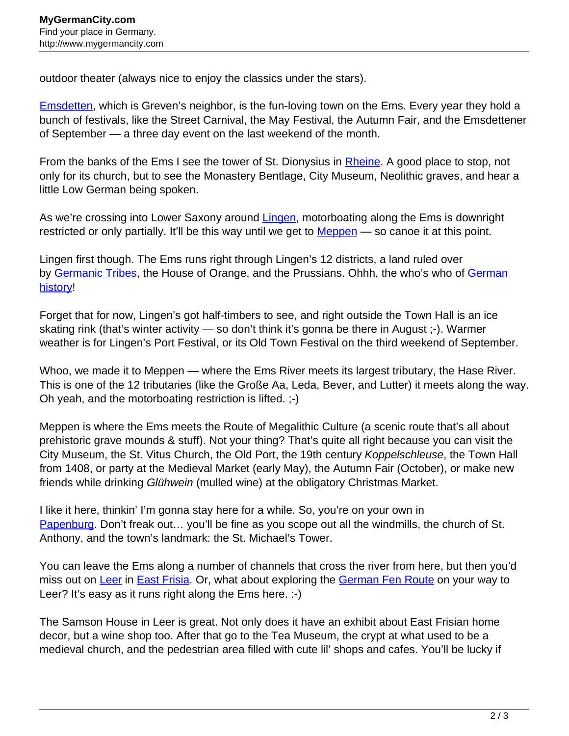outdoor theater (always nice to enjoy the classics under the stars).

Emsdetten, which is Greven's neighbor, is the fun-loving town on the Ems. Every year they hold a bunch of festivals, like the Street Carnival, the May Festival, the Autumn Fair, and the Emsdettener of September — a three day event on the last weekend of the month.

From the banks of the Ems I see the tower of St. Dionysius in Rheine. A good place to stop, not only for its church, but to see the Monastery Bentlage, City Museum, Neolithic graves, and hear a little Low German being spoken.

As we're crossing into Lower Saxony around Lingen, motorboating along the Ems is downright restricted or only partially. It'll be this way until we get to Meppen — so canoe it at this point.

Lingen first though. The Ems runs right through Lingen's 12 districts, a land ruled over by Germanic Tribes, the House of Orange, and the Prussians. Ohhh, the who's who of German history!

Forget that for now, Lingen's got half-timbers to see, and right outside the Town Hall is an ice skating rink (that's winter activity — so don't think it's gonna be there in August ;-). Warmer weather is for Lingen's Port Festival, or its Old Town Festival on the third weekend of September.

Whoo, we made it to Meppen — where the Ems River meets its largest tributary, the Hase River. This is one of the 12 tributaries (like the Große Aa, Leda, Bever, and Lutter) it meets along the way. Oh yeah, and the motorboating restriction is lifted. ;-)

Meppen is where the Ems meets the Route of Megalithic Culture (a scenic route that's all about prehistoric grave mounds & stuff). Not your thing? That's quite all right because you can visit the City Museum, the St. Vitus Church, the Old Port, the 19th century *Koppelschleuse*, the Town Hall from 1408, or party at the Medieval Market (early May), the Autumn Fair (October), or make new friends while drinking *Glühwein* (mulled wine) at the obligatory Christmas Market.

I like it here, thinkin' I'm gonna stay here for a while. So, you're on your own in Papenburg. Don't freak out… you'll be fine as you scope out all the windmills, the church of St. Anthony, and the town's landmark: the St. Michael's Tower.

You can leave the Ems along a number of channels that cross the river from here, but then you'd miss out on Leer in East Frisia. Or, what about exploring the German Fen Route on your way to Leer? It's easy as it runs right along the Ems here. :-)

The Samson House in Leer is great. Not only does it have an exhibit about East Frisian home decor, but a wine shop too. After that go to the Tea Museum, the crypt at what used to be a medieval church, and the pedestrian area filled with cute lil' shops and cafes. You'll be lucky if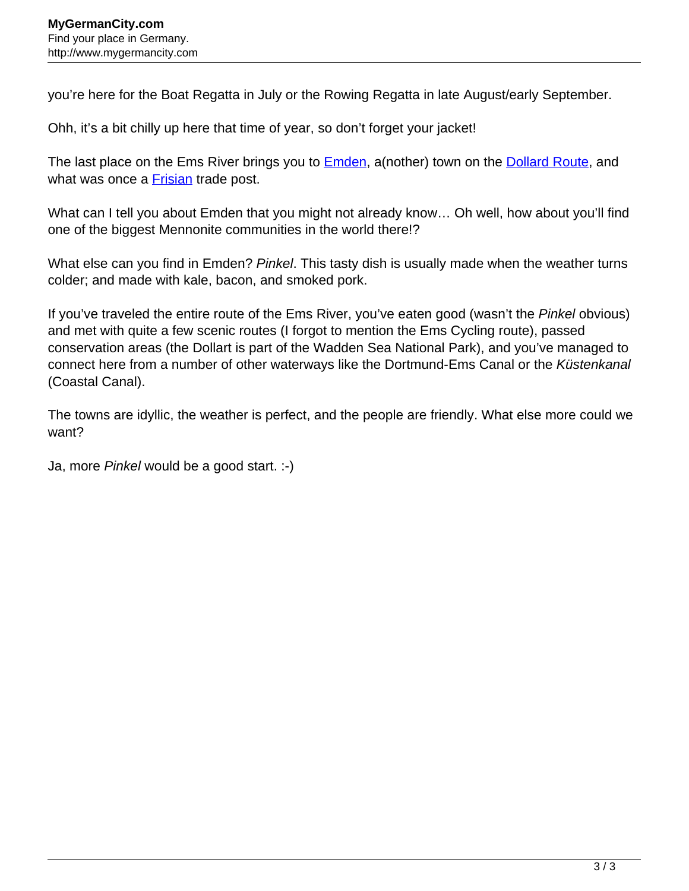you're here for the Boat Regatta in July or the Rowing Regatta in late August/early September.

Ohh, it's a bit chilly up here that time of year, so don't forget your jacket!

The last place on the Ems River brings you to Emden, a(nother) town on the Dollard Route, and what was once a Frisian trade post.

What can I tell you about Emden that you might not already know… Oh well, how about you'll find one of the biggest Mennonite communities in the world there!?

What else can you find in Emden? *Pinkel*. This tasty dish is usually made when the weather turns colder; and made with kale, bacon, and smoked pork.

If you've traveled the entire route of the Ems River, you've eaten good (wasn't the *Pinkel* obvious) and met with quite a few scenic routes (I forgot to mention the Ems Cycling route), passed conservation areas (the Dollart is part of the Wadden Sea National Park), and you've managed to connect here from a number of other waterways like the Dortmund-Ems Canal or the *Küstenkanal* (Coastal Canal).

The towns are idyllic, the weather is perfect, and the people are friendly. What else more could we want?

Ja, more *Pinkel* would be a good start. :-)